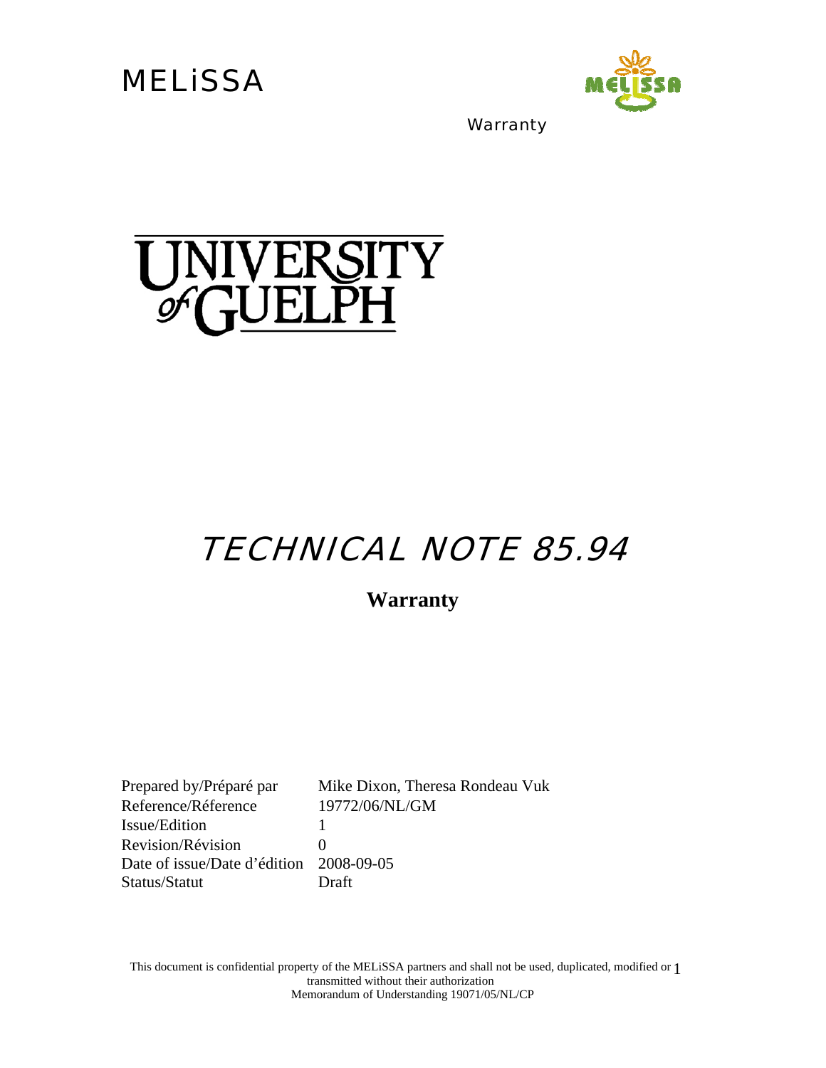MELiSSA

Warranty

UNIVERSITY of GUELPH

# TECHNICAL NOTE 85.94

## Warranty

| | |
|---|---|
| Prepared by/Préparé par | Mike Dixon, Theresa Rondeau Vuk |
| Reference/Réference | 19772/06/NL/GM |
| Issue/Edition | 1 |
| Revision/Révision | 0 |
| Date of issue/Date d'édition | 2008-09-05 |
| Status/Statut | Draft |

This document is confidential property of the MELiSSA partners and shall not be used, duplicated, modified or transmitted without their authorization
Memorandum of Understanding 19071/05/NL/CP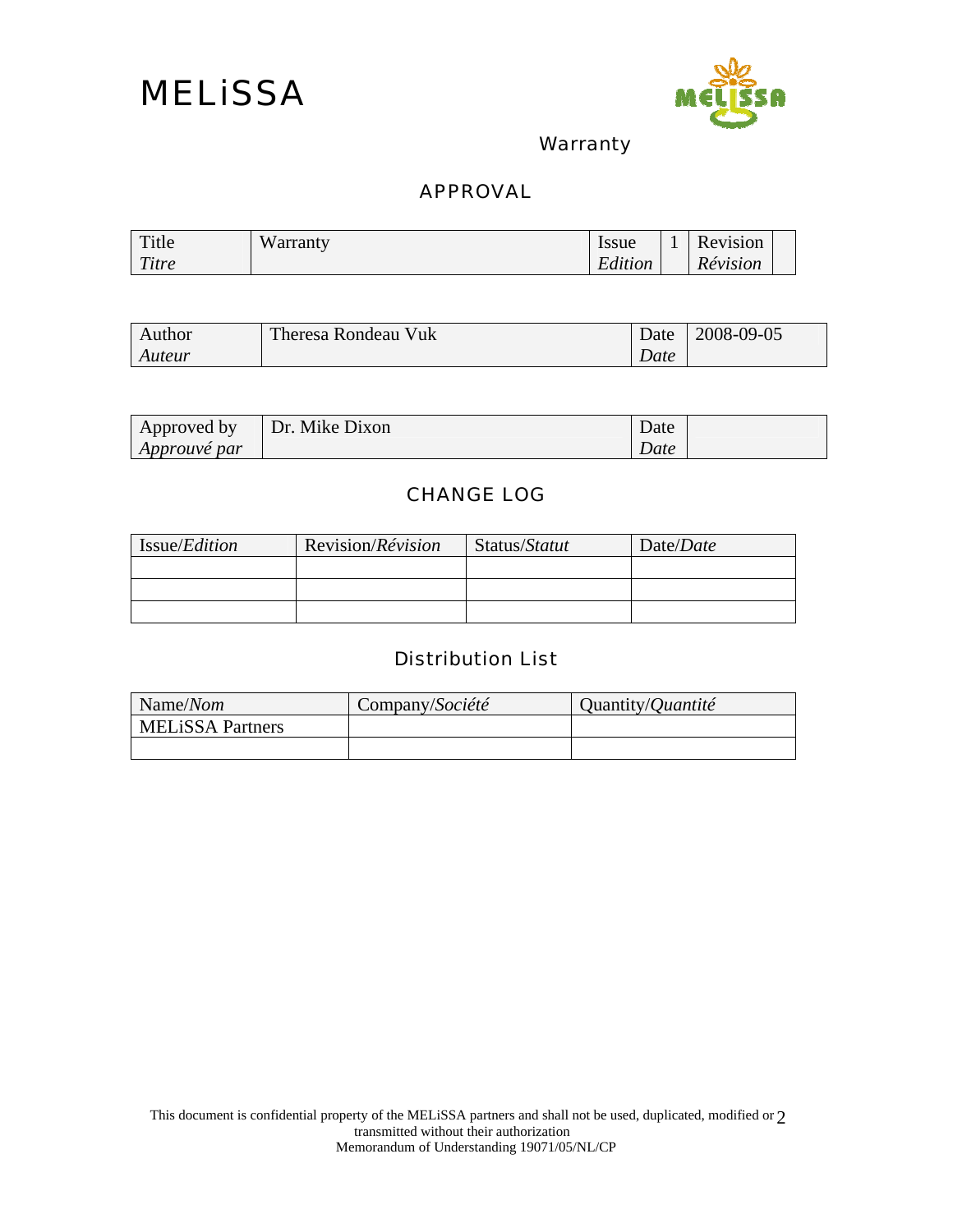MELiSSA

Warranty

## APPROVAL

| Title *Titre* | Warranty | Issue *Edition* | 1 | Revision *Révision* | |
|---|---|---|---|---|---|

| Author *Auteur* | Theresa Rondeau Vuk | Date *Date* | 2008-09-05 |
|---|---|---|---|

| Approved by *Approuvé par* | Dr. Mike Dixon | Date *Date* | |
|---|---|---|---|

## CHANGE LOG

| Issue/*Edition* | Revision/*Révision* | Status/*Statut* | Date/*Date* |
|---|---|---|---|
| | | | |
| | | | |
| | | | |

## Distribution List

| Name/*Nom* | Company/*Société* | Quantity/*Quantité* |
|---|---|---|
| MELiSSA Partners | | |
| | | |

This document is confidential property of the MELiSSA partners and shall not be used, duplicated, modified or transmitted without their authorization
Memorandum of Understanding 19071/05/NL/CP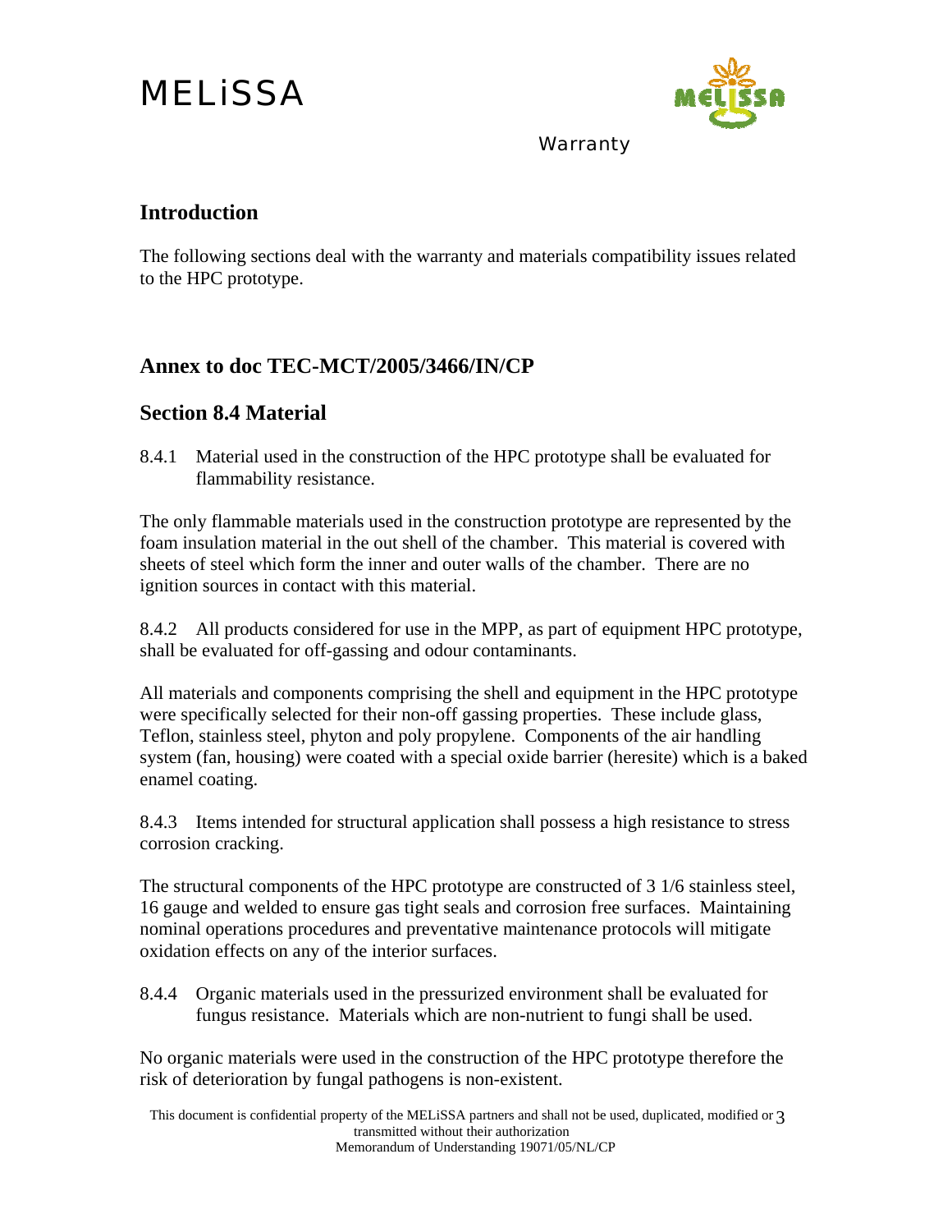## Introduction

The following sections deal with the warranty and materials compatibility issues related to the HPC prototype.

## Annex to doc TEC-MCT/2005/3466/IN/CP

## Section 8.4 Material

8.4.1 Material used in the construction of the HPC prototype shall be evaluated for flammability resistance.

The only flammable materials used in the construction prototype are represented by the foam insulation material in the out shell of the chamber. This material is covered with sheets of steel which form the inner and outer walls of the chamber. There are no ignition sources in contact with this material.

8.4.2 All products considered for use in the MPP, as part of equipment HPC prototype, shall be evaluated for off-gassing and odour contaminants.

All materials and components comprising the shell and equipment in the HPC prototype were specifically selected for their non-off gassing properties. These include glass, Teflon, stainless steel, phyton and poly propylene. Components of the air handling system (fan, housing) were coated with a special oxide barrier (heresite) which is a baked enamel coating.

8.4.3 Items intended for structural application shall possess a high resistance to stress corrosion cracking.

The structural components of the HPC prototype are constructed of 3 1/6 stainless steel, 16 gauge and welded to ensure gas tight seals and corrosion free surfaces. Maintaining nominal operations procedures and preventative maintenance protocols will mitigate oxidation effects on any of the interior surfaces.

8.4.4 Organic materials used in the pressurized environment shall be evaluated for fungus resistance. Materials which are non-nutrient to fungi shall be used.

No organic materials were used in the construction of the HPC prototype therefore the risk of deterioration by fungal pathogens is non-existent.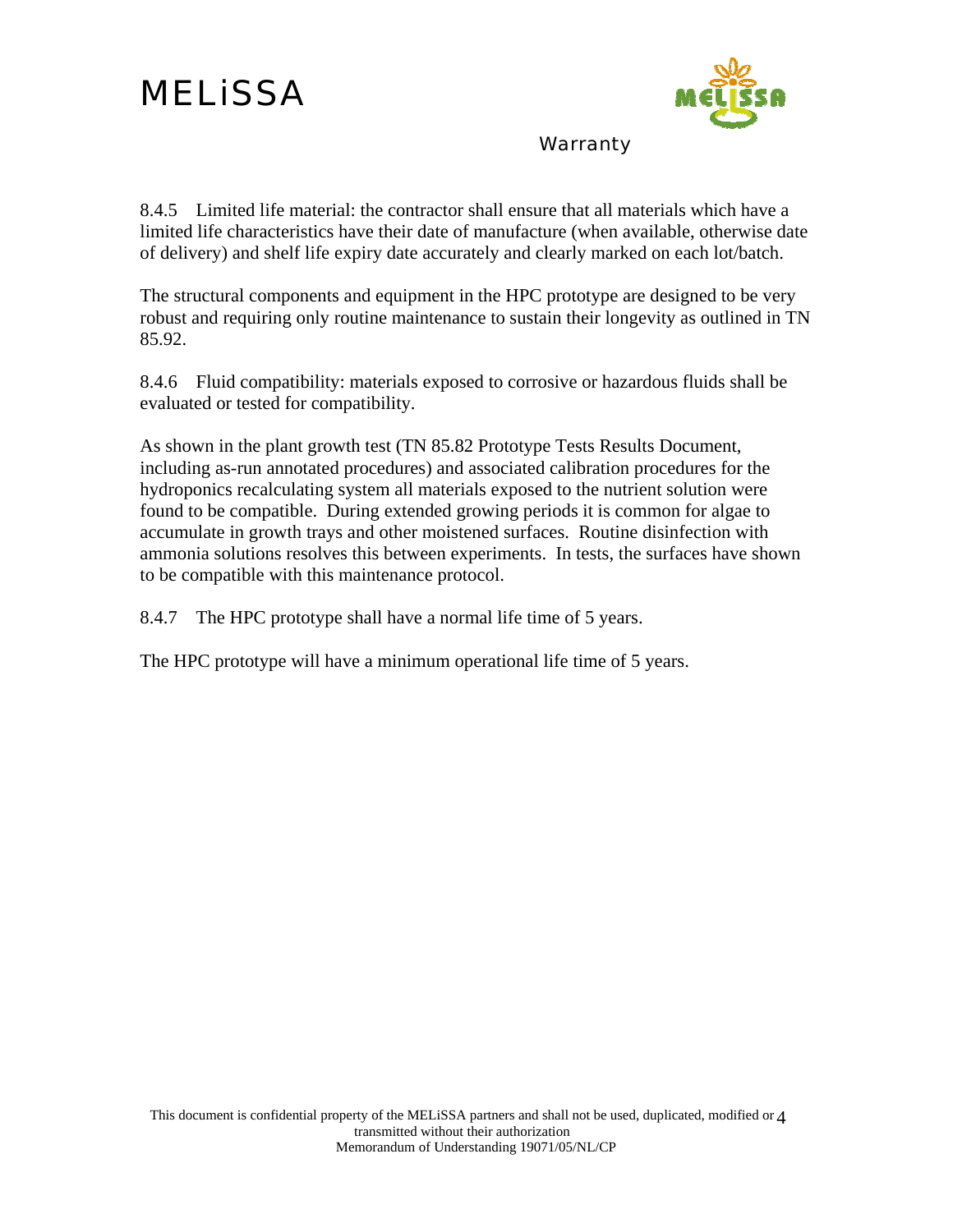8.4.5 Limited life material: the contractor shall ensure that all materials which have a limited life characteristics have their date of manufacture (when available, otherwise date of delivery) and shelf life expiry date accurately and clearly marked on each lot/batch.

The structural components and equipment in the HPC prototype are designed to be very robust and requiring only routine maintenance to sustain their longevity as outlined in TN 85.92.

8.4.6 Fluid compatibility: materials exposed to corrosive or hazardous fluids shall be evaluated or tested for compatibility.

As shown in the plant growth test (TN 85.82 Prototype Tests Results Document, including as-run annotated procedures) and associated calibration procedures for the hydroponics recalculating system all materials exposed to the nutrient solution were found to be compatible. During extended growing periods it is common for algae to accumulate in growth trays and other moistened surfaces. Routine disinfection with ammonia solutions resolves this between experiments. In tests, the surfaces have shown to be compatible with this maintenance protocol.

8.4.7 The HPC prototype shall have a normal life time of 5 years.

The HPC prototype will have a minimum operational life time of 5 years.